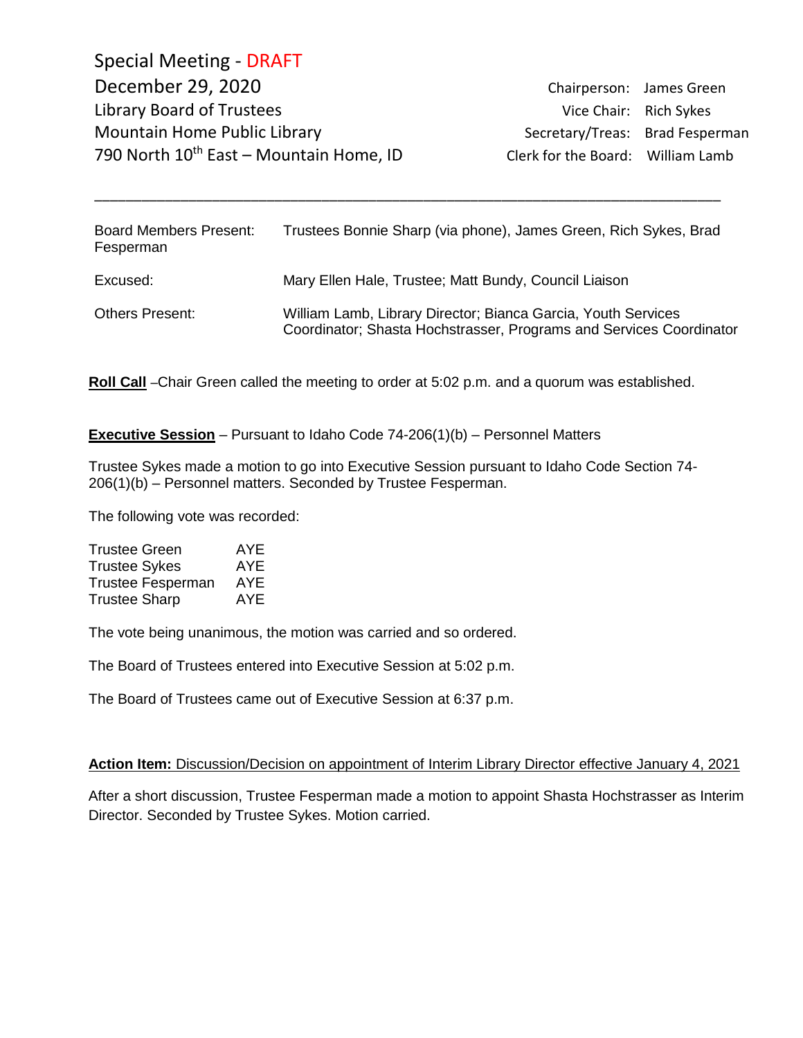Special Meeting - DRAFT

December 29, 2020

Library Board of Trustees

Mountain Home Public Library

790 North 10th East – Mountain Home, ID

Chairperson: James Green

Vice Chair: Rich Sykes

Secretary/Treas: Brad Fesperman

Clerk for the Board: William Lamb

---

| | |
|---|---|
| Board Members Present: | Trustees Bonnie Sharp (via phone), James Green, Rich Sykes, Brad Fesperman |
| Excused: | Mary Ellen Hale, Trustee; Matt Bundy, Council Liaison |
| Others Present: | William Lamb, Library Director; Bianca Garcia, Youth Services Coordinator; Shasta Hochstrasser, Programs and Services Coordinator |

**Roll Call** –Chair Green called the meeting to order at 5:02 p.m. and a quorum was established.

**Executive Session** – Pursuant to Idaho Code 74-206(1)(b) – Personnel Matters

Trustee Sykes made a motion to go into Executive Session pursuant to Idaho Code Section 74-206(1)(b) – Personnel matters. Seconded by Trustee Fesperman.

The following vote was recorded:

| | |
|---|---|
| Trustee Green | AYE |
| Trustee Sykes | AYE |
| Trustee Fesperman | AYE |
| Trustee Sharp | AYE |

The vote being unanimous, the motion was carried and so ordered.

The Board of Trustees entered into Executive Session at 5:02 p.m.

The Board of Trustees came out of Executive Session at 6:37 p.m.

**Action Item:** Discussion/Decision on appointment of Interim Library Director effective January 4, 2021

After a short discussion, Trustee Fesperman made a motion to appoint Shasta Hochstrasser as Interim Director. Seconded by Trustee Sykes. Motion carried.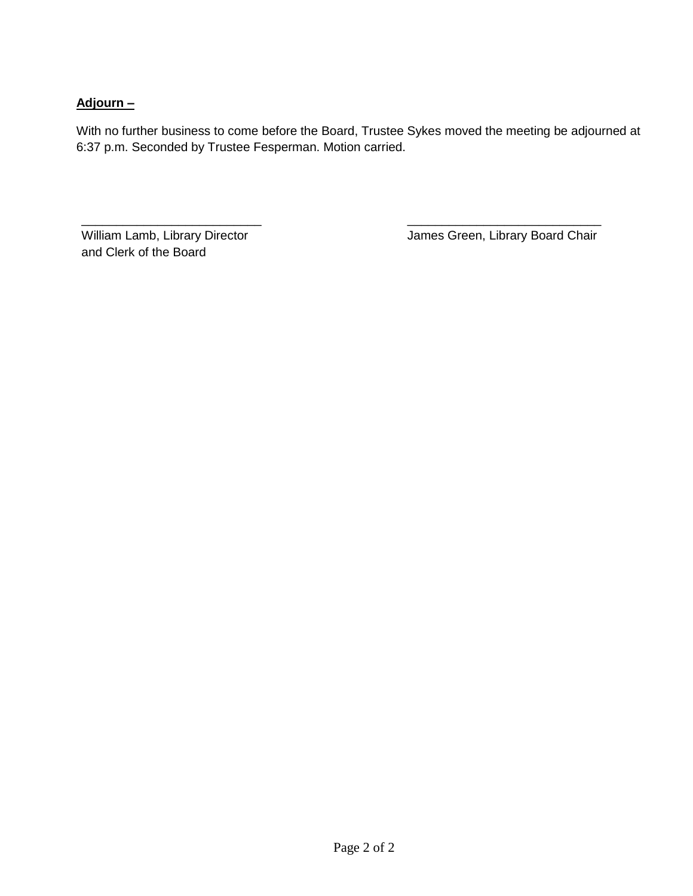**Adjourn –**

With no further business to come before the Board, Trustee Sykes moved the meeting be adjourned at 6:37 p.m. Seconded by Trustee Fesperman. Motion carried.

| | |
|---|---|
| ___________________________ | _____________________________ |
| William Lamb, Library Director<br>and Clerk of the Board | James Green, Library Board Chair |